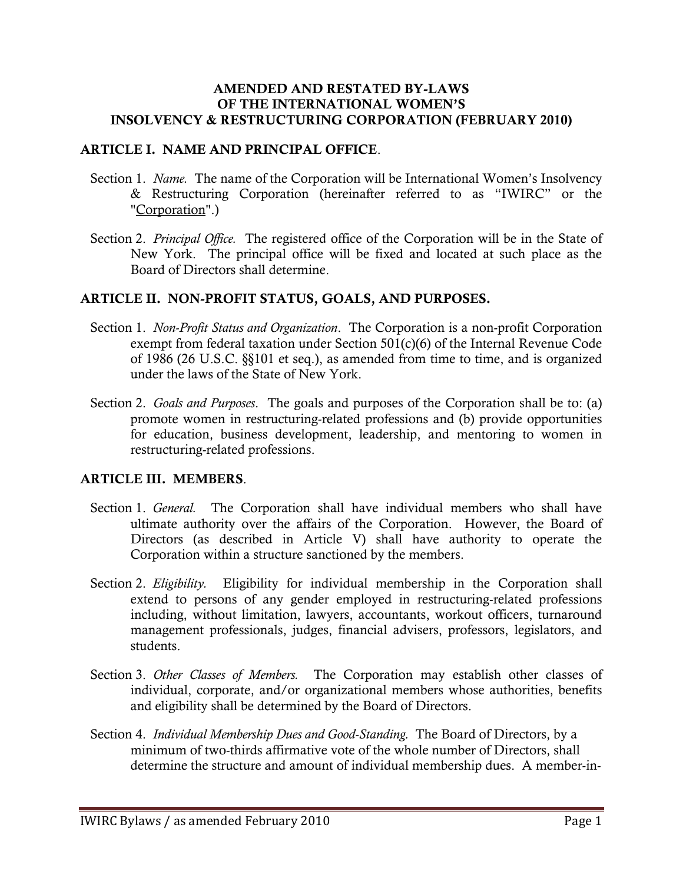# AMENDED AND RESTATED BY-LAWS OF THE INTERNATIONAL WOMEN'S INSOLVENCY & RESTRUCTURING CORPORATION (FEBRUARY 2010)

## ARTICLE I. NAME AND PRINCIPAL OFFICE.

Section 1. *Name.* The name of the Corporation will be International Women's Insolvency & Restructuring Corporation (hereinafter referred to as "IWIRC" or the "Corporation".)

Section 2. *Principal Office.* The registered office of the Corporation will be in the State of New York. The principal office will be fixed and located at such place as the Board of Directors shall determine.

## ARTICLE II. NON-PROFIT STATUS, GOALS, AND PURPOSES.

Section 1. *Non-Profit Status and Organization*. The Corporation is a non-profit Corporation exempt from federal taxation under Section 501(c)(6) of the Internal Revenue Code of 1986 (26 U.S.C. §§101 et seq.), as amended from time to time, and is organized under the laws of the State of New York.

Section 2. *Goals and Purposes*. The goals and purposes of the Corporation shall be to: (a) promote women in restructuring-related professions and (b) provide opportunities for education, business development, leadership, and mentoring to women in restructuring-related professions.

## ARTICLE III. MEMBERS.

Section 1. *General.* The Corporation shall have individual members who shall have ultimate authority over the affairs of the Corporation. However, the Board of Directors (as described in Article V) shall have authority to operate the Corporation within a structure sanctioned by the members.

Section 2. *Eligibility.* Eligibility for individual membership in the Corporation shall extend to persons of any gender employed in restructuring-related professions including, without limitation, lawyers, accountants, workout officers, turnaround management professionals, judges, financial advisers, professors, legislators, and students.

Section 3. *Other Classes of Members.* The Corporation may establish other classes of individual, corporate, and/or organizational members whose authorities, benefits and eligibility shall be determined by the Board of Directors.

Section 4. *Individual Membership Dues and Good-Standing.* The Board of Directors, by a minimum of two-thirds affirmative vote of the whole number of Directors, shall determine the structure and amount of individual membership dues. A member-in-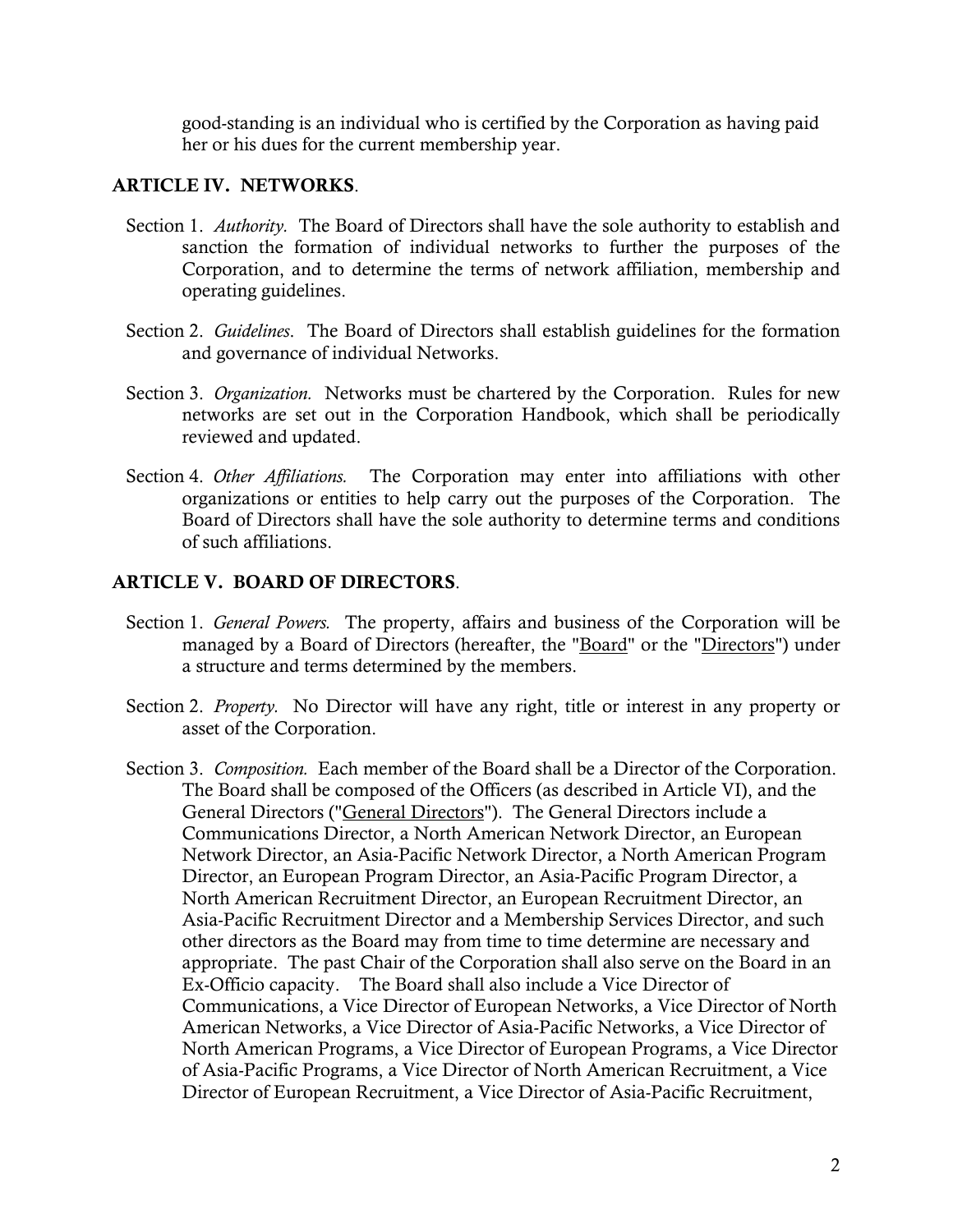good-standing is an individual who is certified by the Corporation as having paid her or his dues for the current membership year.

## ARTICLE IV. NETWORKS.

Section 1. *Authority.* The Board of Directors shall have the sole authority to establish and sanction the formation of individual networks to further the purposes of the Corporation, and to determine the terms of network affiliation, membership and operating guidelines.

Section 2. *Guidelines*. The Board of Directors shall establish guidelines for the formation and governance of individual Networks.

Section 3. *Organization.* Networks must be chartered by the Corporation. Rules for new networks are set out in the Corporation Handbook, which shall be periodically reviewed and updated.

Section 4. *Other Affiliations.* The Corporation may enter into affiliations with other organizations or entities to help carry out the purposes of the Corporation. The Board of Directors shall have the sole authority to determine terms and conditions of such affiliations.

## ARTICLE V. BOARD OF DIRECTORS.

Section 1. *General Powers.* The property, affairs and business of the Corporation will be managed by a Board of Directors (hereafter, the "Board" or the "Directors") under a structure and terms determined by the members.

Section 2. *Property.* No Director will have any right, title or interest in any property or asset of the Corporation.

Section 3. *Composition.* Each member of the Board shall be a Director of the Corporation. The Board shall be composed of the Officers (as described in Article VI), and the General Directors ("General Directors"). The General Directors include a Communications Director, a North American Network Director, an European Network Director, an Asia-Pacific Network Director, a North American Program Director, an European Program Director, an Asia-Pacific Program Director, a North American Recruitment Director, an European Recruitment Director, an Asia-Pacific Recruitment Director and a Membership Services Director, and such other directors as the Board may from time to time determine are necessary and appropriate. The past Chair of the Corporation shall also serve on the Board in an Ex-Officio capacity. The Board shall also include a Vice Director of Communications, a Vice Director of European Networks, a Vice Director of North American Networks, a Vice Director of Asia-Pacific Networks, a Vice Director of North American Programs, a Vice Director of European Programs, a Vice Director of Asia-Pacific Programs, a Vice Director of North American Recruitment, a Vice Director of European Recruitment, a Vice Director of Asia-Pacific Recruitment,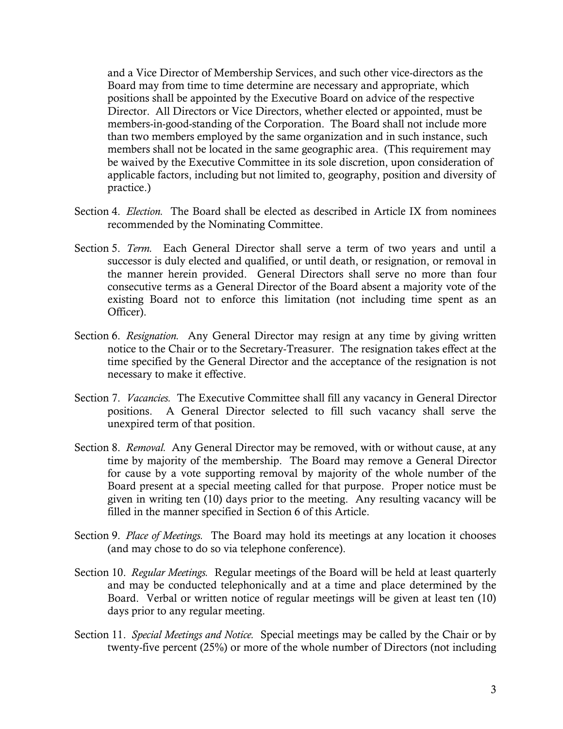and a Vice Director of Membership Services, and such other vice-directors as the Board may from time to time determine are necessary and appropriate, which positions shall be appointed by the Executive Board on advice of the respective Director. All Directors or Vice Directors, whether elected or appointed, must be members-in-good-standing of the Corporation. The Board shall not include more than two members employed by the same organization and in such instance, such members shall not be located in the same geographic area. (This requirement may be waived by the Executive Committee in its sole discretion, upon consideration of applicable factors, including but not limited to, geography, position and diversity of practice.)

Section 4. *Election.* The Board shall be elected as described in Article IX from nominees recommended by the Nominating Committee.

Section 5. *Term.* Each General Director shall serve a term of two years and until a successor is duly elected and qualified, or until death, or resignation, or removal in the manner herein provided. General Directors shall serve no more than four consecutive terms as a General Director of the Board absent a majority vote of the existing Board not to enforce this limitation (not including time spent as an Officer).

Section 6. *Resignation.* Any General Director may resign at any time by giving written notice to the Chair or to the Secretary-Treasurer. The resignation takes effect at the time specified by the General Director and the acceptance of the resignation is not necessary to make it effective.

Section 7. *Vacancies.* The Executive Committee shall fill any vacancy in General Director positions. A General Director selected to fill such vacancy shall serve the unexpired term of that position.

Section 8. *Removal.* Any General Director may be removed, with or without cause, at any time by majority of the membership. The Board may remove a General Director for cause by a vote supporting removal by majority of the whole number of the Board present at a special meeting called for that purpose. Proper notice must be given in writing ten (10) days prior to the meeting. Any resulting vacancy will be filled in the manner specified in Section 6 of this Article.

Section 9. *Place of Meetings.* The Board may hold its meetings at any location it chooses (and may chose to do so via telephone conference).

Section 10. *Regular Meetings.* Regular meetings of the Board will be held at least quarterly and may be conducted telephonically and at a time and place determined by the Board. Verbal or written notice of regular meetings will be given at least ten (10) days prior to any regular meeting.

Section 11. *Special Meetings and Notice.* Special meetings may be called by the Chair or by twenty-five percent (25%) or more of the whole number of Directors (not including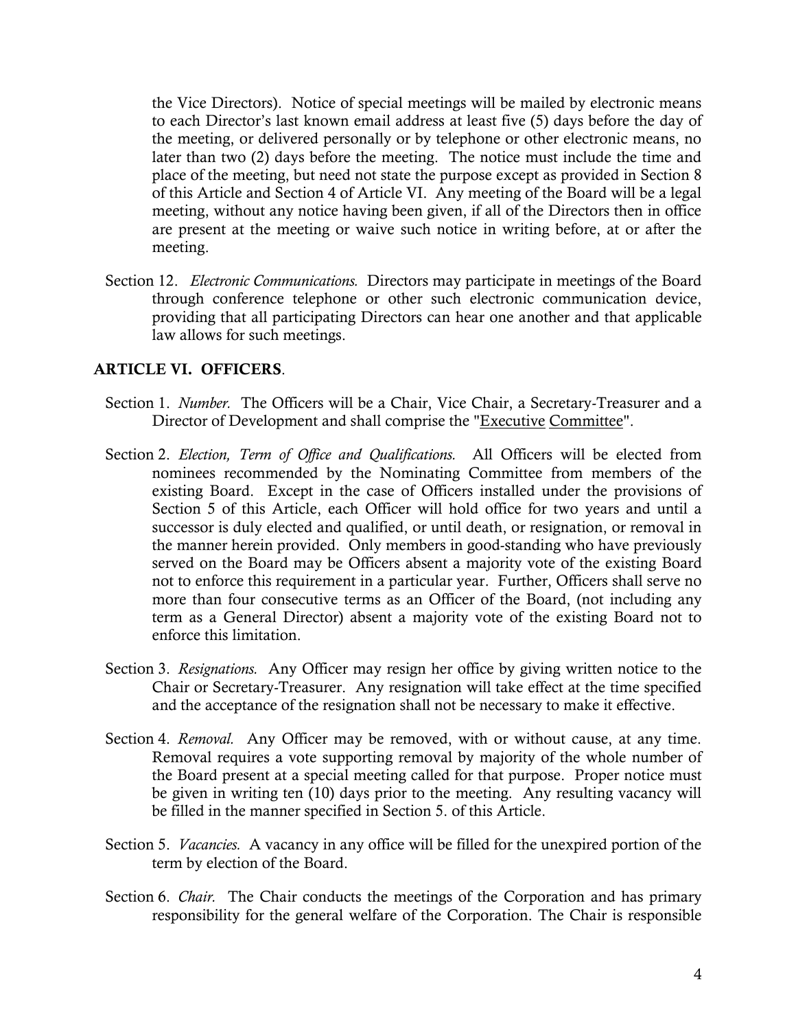the Vice Directors). Notice of special meetings will be mailed by electronic means to each Director's last known email address at least five (5) days before the day of the meeting, or delivered personally or by telephone or other electronic means, no later than two (2) days before the meeting. The notice must include the time and place of the meeting, but need not state the purpose except as provided in Section 8 of this Article and Section 4 of Article VI. Any meeting of the Board will be a legal meeting, without any notice having been given, if all of the Directors then in office are present at the meeting or waive such notice in writing before, at or after the meeting.

Section 12. *Electronic Communications.* Directors may participate in meetings of the Board through conference telephone or other such electronic communication device, providing that all participating Directors can hear one another and that applicable law allows for such meetings.

## ARTICLE VI. OFFICERS.

Section 1. *Number.* The Officers will be a Chair, Vice Chair, a Secretary-Treasurer and a Director of Development and shall comprise the "Executive Committee".

Section 2. *Election, Term of Office and Qualifications.* All Officers will be elected from nominees recommended by the Nominating Committee from members of the existing Board. Except in the case of Officers installed under the provisions of Section 5 of this Article, each Officer will hold office for two years and until a successor is duly elected and qualified, or until death, or resignation, or removal in the manner herein provided. Only members in good-standing who have previously served on the Board may be Officers absent a majority vote of the existing Board not to enforce this requirement in a particular year. Further, Officers shall serve no more than four consecutive terms as an Officer of the Board, (not including any term as a General Director) absent a majority vote of the existing Board not to enforce this limitation.

Section 3. *Resignations.* Any Officer may resign her office by giving written notice to the Chair or Secretary-Treasurer. Any resignation will take effect at the time specified and the acceptance of the resignation shall not be necessary to make it effective.

Section 4. *Removal.* Any Officer may be removed, with or without cause, at any time. Removal requires a vote supporting removal by majority of the whole number of the Board present at a special meeting called for that purpose. Proper notice must be given in writing ten (10) days prior to the meeting. Any resulting vacancy will be filled in the manner specified in Section 5. of this Article.

Section 5. *Vacancies.* A vacancy in any office will be filled for the unexpired portion of the term by election of the Board.

Section 6. *Chair.* The Chair conducts the meetings of the Corporation and has primary responsibility for the general welfare of the Corporation. The Chair is responsible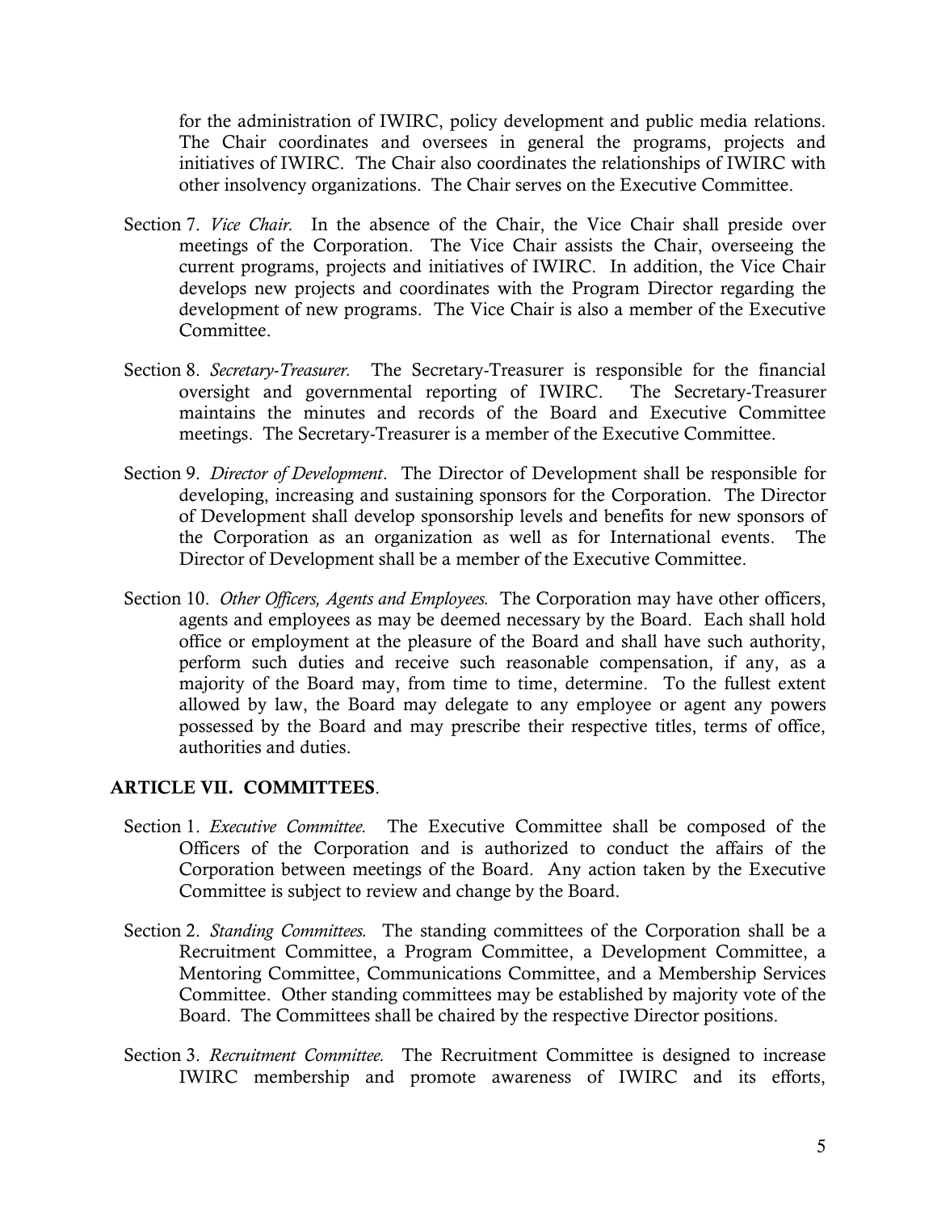for the administration of IWIRC, policy development and public media relations. The Chair coordinates and oversees in general the programs, projects and initiatives of IWIRC. The Chair also coordinates the relationships of IWIRC with other insolvency organizations. The Chair serves on the Executive Committee.

Section 7. *Vice Chair.* In the absence of the Chair, the Vice Chair shall preside over meetings of the Corporation. The Vice Chair assists the Chair, overseeing the current programs, projects and initiatives of IWIRC. In addition, the Vice Chair develops new projects and coordinates with the Program Director regarding the development of new programs. The Vice Chair is also a member of the Executive Committee.

Section 8. *Secretary-Treasurer.* The Secretary-Treasurer is responsible for the financial oversight and governmental reporting of IWIRC. The Secretary-Treasurer maintains the minutes and records of the Board and Executive Committee meetings. The Secretary-Treasurer is a member of the Executive Committee.

Section 9. *Director of Development*. The Director of Development shall be responsible for developing, increasing and sustaining sponsors for the Corporation. The Director of Development shall develop sponsorship levels and benefits for new sponsors of the Corporation as an organization as well as for International events. The Director of Development shall be a member of the Executive Committee.

Section 10. *Other Officers, Agents and Employees.* The Corporation may have other officers, agents and employees as may be deemed necessary by the Board. Each shall hold office or employment at the pleasure of the Board and shall have such authority, perform such duties and receive such reasonable compensation, if any, as a majority of the Board may, from time to time, determine. To the fullest extent allowed by law, the Board may delegate to any employee or agent any powers possessed by the Board and may prescribe their respective titles, terms of office, authorities and duties.

## ARTICLE VII. COMMITTEES.

Section 1. *Executive Committee.* The Executive Committee shall be composed of the Officers of the Corporation and is authorized to conduct the affairs of the Corporation between meetings of the Board. Any action taken by the Executive Committee is subject to review and change by the Board.

Section 2. *Standing Committees.* The standing committees of the Corporation shall be a Recruitment Committee, a Program Committee, a Development Committee, a Mentoring Committee, Communications Committee, and a Membership Services Committee. Other standing committees may be established by majority vote of the Board. The Committees shall be chaired by the respective Director positions.

Section 3. *Recruitment Committee.* The Recruitment Committee is designed to increase IWIRC membership and promote awareness of IWIRC and its efforts,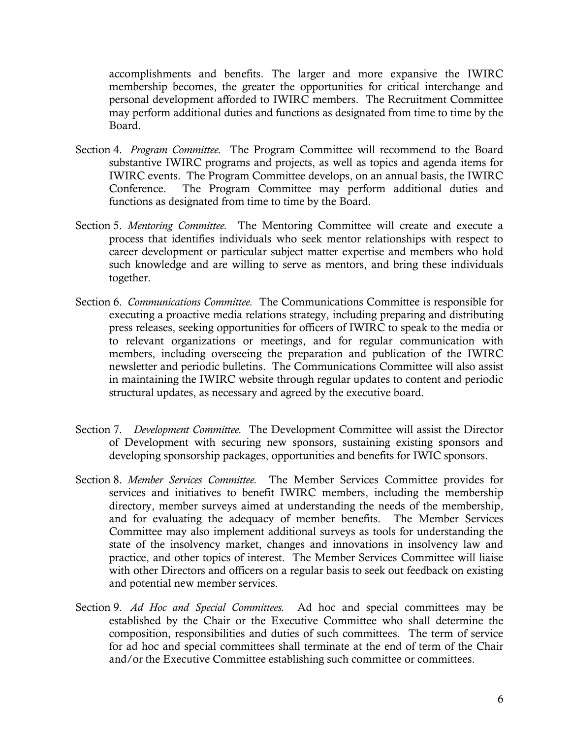accomplishments and benefits. The larger and more expansive the IWIRC membership becomes, the greater the opportunities for critical interchange and personal development afforded to IWIRC members. The Recruitment Committee may perform additional duties and functions as designated from time to time by the Board.

Section 4. *Program Committee.* The Program Committee will recommend to the Board substantive IWIRC programs and projects, as well as topics and agenda items for IWIRC events. The Program Committee develops, on an annual basis, the IWIRC Conference. The Program Committee may perform additional duties and functions as designated from time to time by the Board.

Section 5. *Mentoring Committee.* The Mentoring Committee will create and execute a process that identifies individuals who seek mentor relationships with respect to career development or particular subject matter expertise and members who hold such knowledge and are willing to serve as mentors, and bring these individuals together.

Section 6. *Communications Committee.* The Communications Committee is responsible for executing a proactive media relations strategy, including preparing and distributing press releases, seeking opportunities for officers of IWIRC to speak to the media or to relevant organizations or meetings, and for regular communication with members, including overseeing the preparation and publication of the IWIRC newsletter and periodic bulletins. The Communications Committee will also assist in maintaining the IWIRC website through regular updates to content and periodic structural updates, as necessary and agreed by the executive board.

Section 7. *Development Committee.* The Development Committee will assist the Director of Development with securing new sponsors, sustaining existing sponsors and developing sponsorship packages, opportunities and benefits for IWIC sponsors.

Section 8. *Member Services Committee.* The Member Services Committee provides for services and initiatives to benefit IWIRC members, including the membership directory, member surveys aimed at understanding the needs of the membership, and for evaluating the adequacy of member benefits. The Member Services Committee may also implement additional surveys as tools for understanding the state of the insolvency market, changes and innovations in insolvency law and practice, and other topics of interest. The Member Services Committee will liaise with other Directors and officers on a regular basis to seek out feedback on existing and potential new member services.

Section 9. *Ad Hoc and Special Committees.* Ad hoc and special committees may be established by the Chair or the Executive Committee who shall determine the composition, responsibilities and duties of such committees. The term of service for ad hoc and special committees shall terminate at the end of term of the Chair and/or the Executive Committee establishing such committee or committees.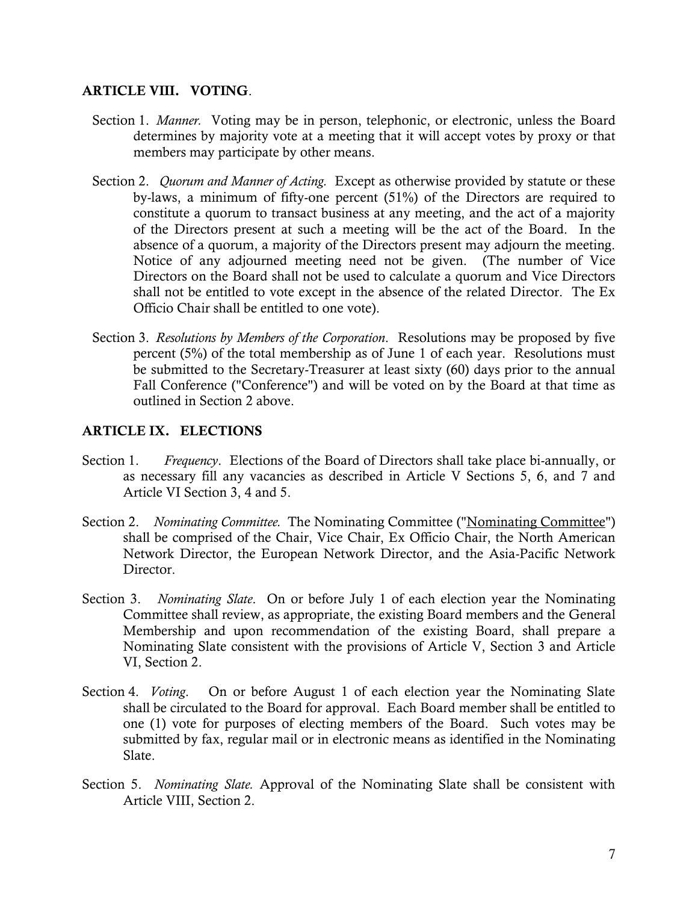## ARTICLE VIII. VOTING.

Section 1. *Manner.* Voting may be in person, telephonic, or electronic, unless the Board determines by majority vote at a meeting that it will accept votes by proxy or that members may participate by other means.

Section 2. *Quorum and Manner of Acting.* Except as otherwise provided by statute or these by-laws, a minimum of fifty-one percent (51%) of the Directors are required to constitute a quorum to transact business at any meeting, and the act of a majority of the Directors present at such a meeting will be the act of the Board. In the absence of a quorum, a majority of the Directors present may adjourn the meeting. Notice of any adjourned meeting need not be given. (The number of Vice Directors on the Board shall not be used to calculate a quorum and Vice Directors shall not be entitled to vote except in the absence of the related Director. The Ex Officio Chair shall be entitled to one vote).

Section 3. *Resolutions by Members of the Corporation*. Resolutions may be proposed by five percent (5%) of the total membership as of June 1 of each year. Resolutions must be submitted to the Secretary-Treasurer at least sixty (60) days prior to the annual Fall Conference ("Conference") and will be voted on by the Board at that time as outlined in Section 2 above.

## ARTICLE IX. ELECTIONS

Section 1. *Frequency*. Elections of the Board of Directors shall take place bi-annually, or as necessary fill any vacancies as described in Article V Sections 5, 6, and 7 and Article VI Section 3, 4 and 5.

Section 2. *Nominating Committee.* The Nominating Committee ("Nominating Committee") shall be comprised of the Chair, Vice Chair, Ex Officio Chair, the North American Network Director, the European Network Director, and the Asia-Pacific Network Director.

Section 3. *Nominating Slate*. On or before July 1 of each election year the Nominating Committee shall review, as appropriate, the existing Board members and the General Membership and upon recommendation of the existing Board, shall prepare a Nominating Slate consistent with the provisions of Article V, Section 3 and Article VI, Section 2.

Section 4. *Voting*. On or before August 1 of each election year the Nominating Slate shall be circulated to the Board for approval. Each Board member shall be entitled to one (1) vote for purposes of electing members of the Board. Such votes may be submitted by fax, regular mail or in electronic means as identified in the Nominating Slate.

Section 5. *Nominating Slate.* Approval of the Nominating Slate shall be consistent with Article VIII, Section 2.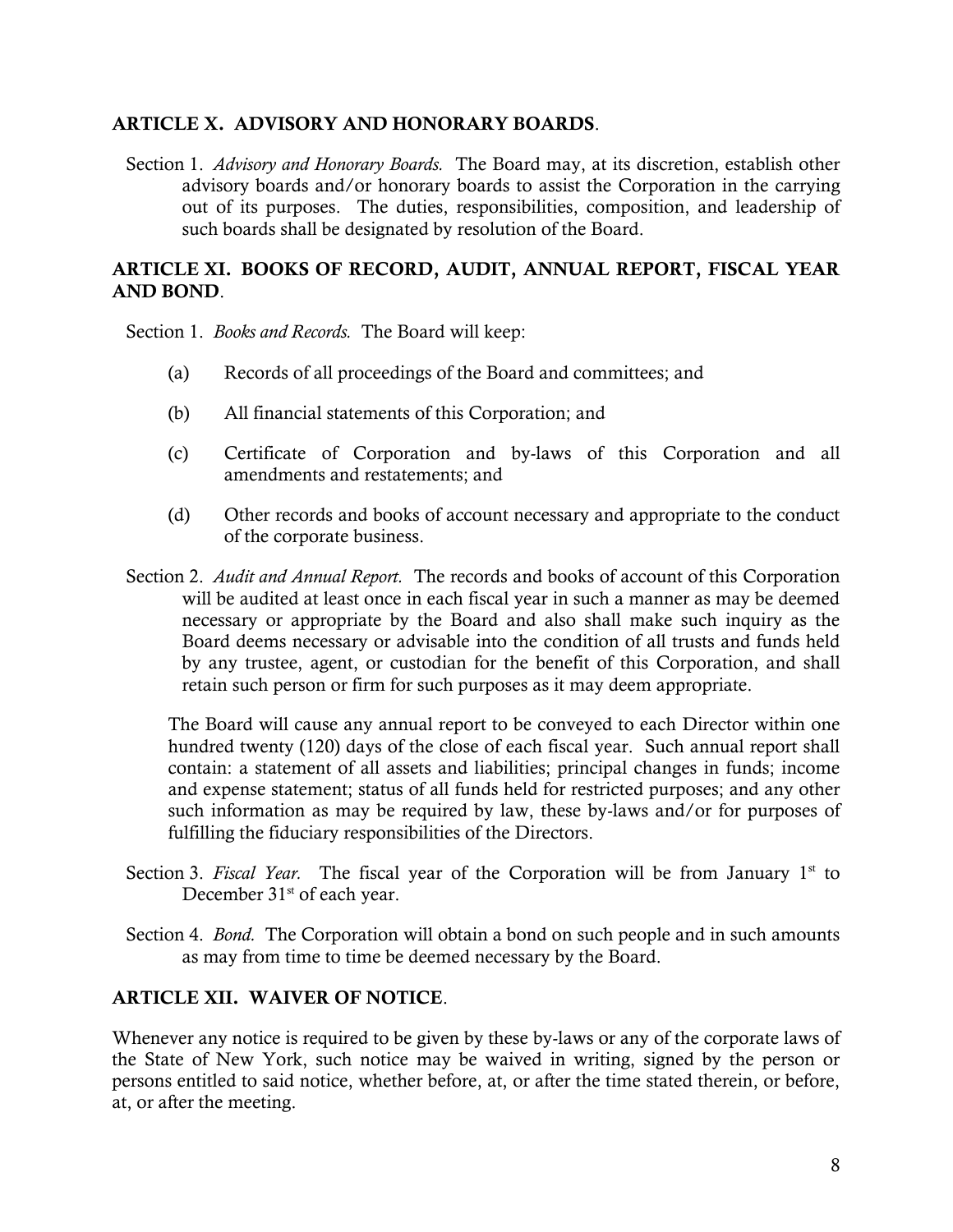## ARTICLE X. ADVISORY AND HONORARY BOARDS.

Section 1. *Advisory and Honorary Boards.* The Board may, at its discretion, establish other advisory boards and/or honorary boards to assist the Corporation in the carrying out of its purposes. The duties, responsibilities, composition, and leadership of such boards shall be designated by resolution of the Board.

## ARTICLE XI. BOOKS OF RECORD, AUDIT, ANNUAL REPORT, FISCAL YEAR AND BOND.

Section 1. *Books and Records.* The Board will keep:

(a) Records of all proceedings of the Board and committees; and

(b) All financial statements of this Corporation; and

(c) Certificate of Corporation and by-laws of this Corporation and all amendments and restatements; and

(d) Other records and books of account necessary and appropriate to the conduct of the corporate business.

Section 2. *Audit and Annual Report.* The records and books of account of this Corporation will be audited at least once in each fiscal year in such a manner as may be deemed necessary or appropriate by the Board and also shall make such inquiry as the Board deems necessary or advisable into the condition of all trusts and funds held by any trustee, agent, or custodian for the benefit of this Corporation, and shall retain such person or firm for such purposes as it may deem appropriate.

The Board will cause any annual report to be conveyed to each Director within one hundred twenty (120) days of the close of each fiscal year. Such annual report shall contain: a statement of all assets and liabilities; principal changes in funds; income and expense statement; status of all funds held for restricted purposes; and any other such information as may be required by law, these by-laws and/or for purposes of fulfilling the fiduciary responsibilities of the Directors.

Section 3. *Fiscal Year.* The fiscal year of the Corporation will be from January 1st to December 31st of each year.

Section 4. *Bond.* The Corporation will obtain a bond on such people and in such amounts as may from time to time be deemed necessary by the Board.

## ARTICLE XII. WAIVER OF NOTICE.

Whenever any notice is required to be given by these by-laws or any of the corporate laws of the State of New York, such notice may be waived in writing, signed by the person or persons entitled to said notice, whether before, at, or after the time stated therein, or before, at, or after the meeting.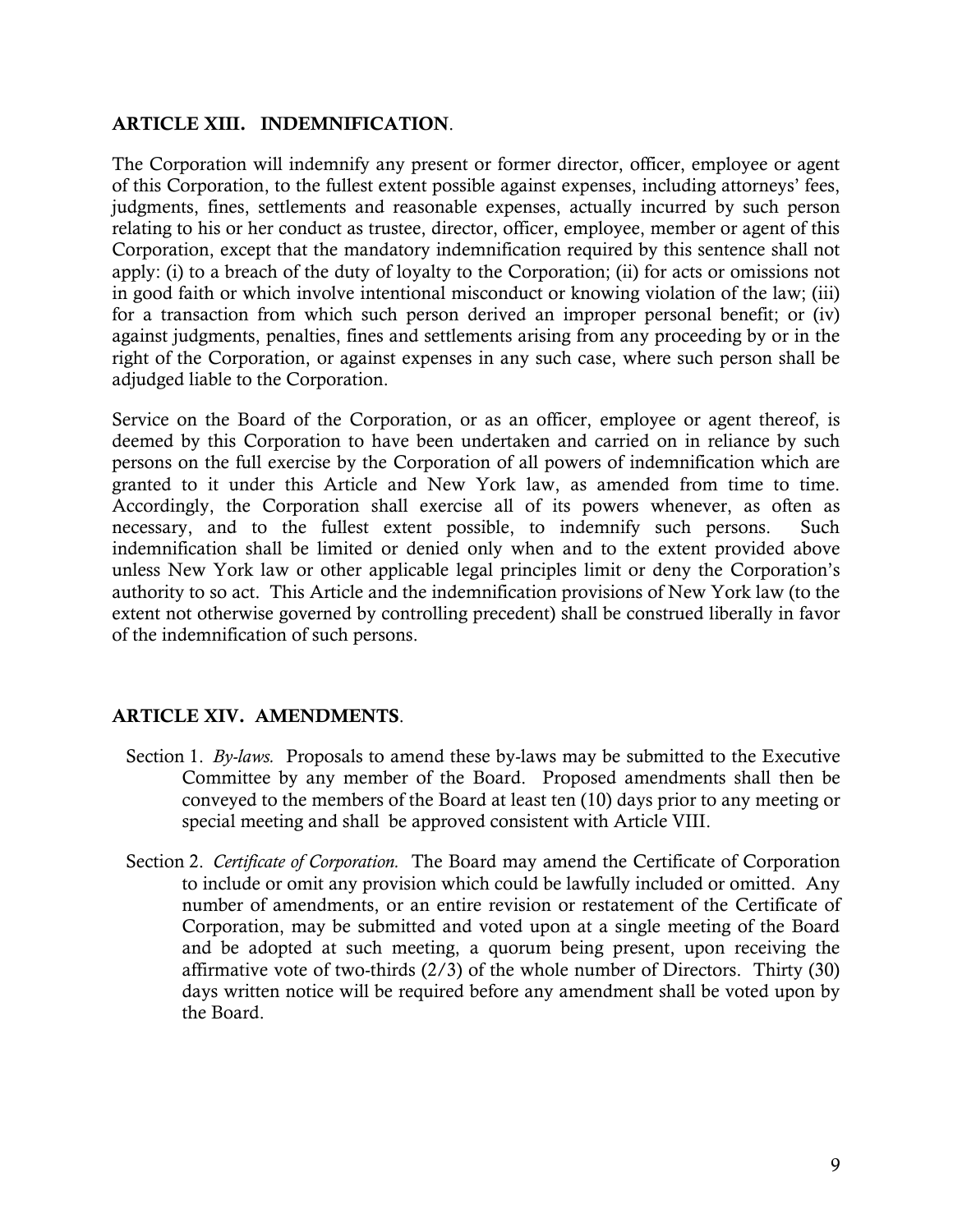## ARTICLE XIII. INDEMNIFICATION.

The Corporation will indemnify any present or former director, officer, employee or agent of this Corporation, to the fullest extent possible against expenses, including attorneys' fees, judgments, fines, settlements and reasonable expenses, actually incurred by such person relating to his or her conduct as trustee, director, officer, employee, member or agent of this Corporation, except that the mandatory indemnification required by this sentence shall not apply: (i) to a breach of the duty of loyalty to the Corporation; (ii) for acts or omissions not in good faith or which involve intentional misconduct or knowing violation of the law; (iii) for a transaction from which such person derived an improper personal benefit; or (iv) against judgments, penalties, fines and settlements arising from any proceeding by or in the right of the Corporation, or against expenses in any such case, where such person shall be adjudged liable to the Corporation.

Service on the Board of the Corporation, or as an officer, employee or agent thereof, is deemed by this Corporation to have been undertaken and carried on in reliance by such persons on the full exercise by the Corporation of all powers of indemnification which are granted to it under this Article and New York law, as amended from time to time. Accordingly, the Corporation shall exercise all of its powers whenever, as often as necessary, and to the fullest extent possible, to indemnify such persons. Such indemnification shall be limited or denied only when and to the extent provided above unless New York law or other applicable legal principles limit or deny the Corporation's authority to so act. This Article and the indemnification provisions of New York law (to the extent not otherwise governed by controlling precedent) shall be construed liberally in favor of the indemnification of such persons.

## ARTICLE XIV. AMENDMENTS.

Section 1. *By-laws.* Proposals to amend these by-laws may be submitted to the Executive Committee by any member of the Board. Proposed amendments shall then be conveyed to the members of the Board at least ten (10) days prior to any meeting or special meeting and shall be approved consistent with Article VIII.

Section 2. *Certificate of Corporation.* The Board may amend the Certificate of Corporation to include or omit any provision which could be lawfully included or omitted. Any number of amendments, or an entire revision or restatement of the Certificate of Corporation, may be submitted and voted upon at a single meeting of the Board and be adopted at such meeting, a quorum being present, upon receiving the affirmative vote of two-thirds (2/3) of the whole number of Directors. Thirty (30) days written notice will be required before any amendment shall be voted upon by the Board.